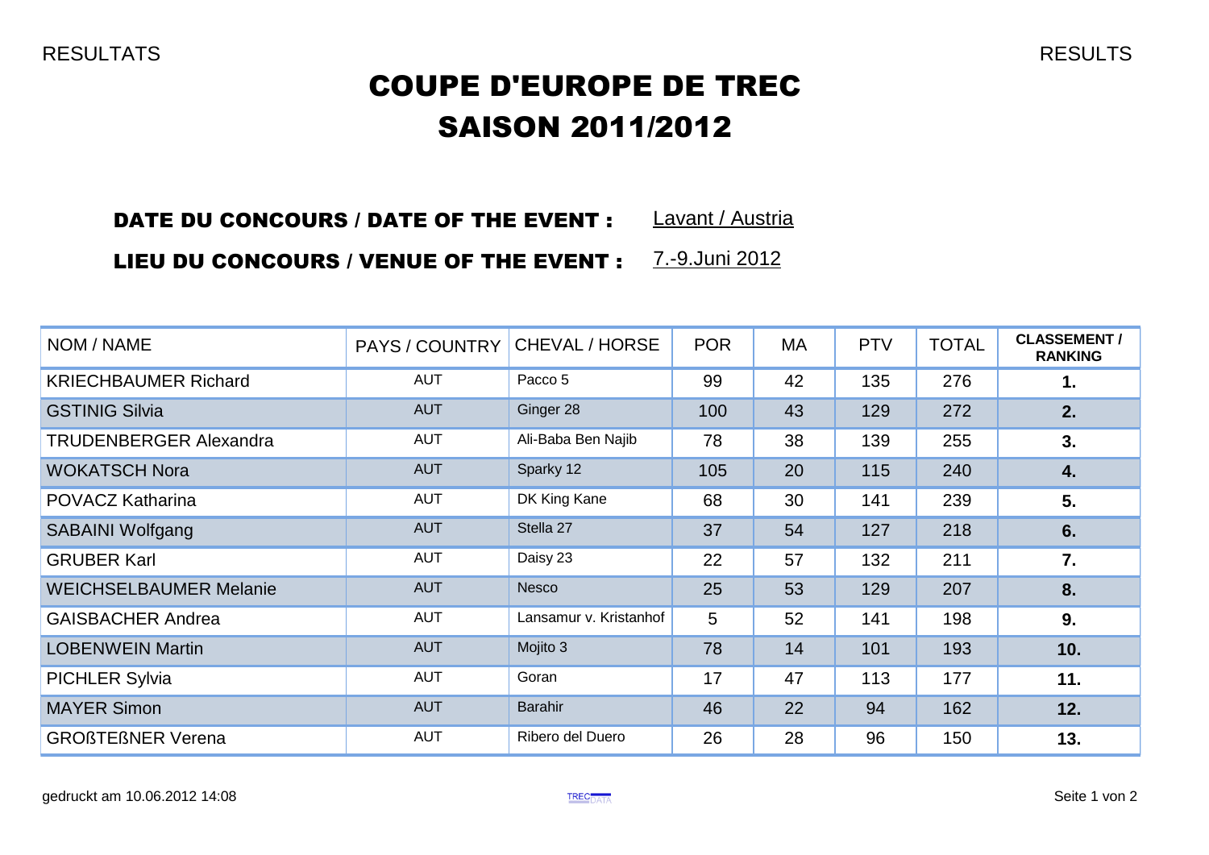RESULTATS RESULTS

# COUPE D'EUROPE DE TREC
# SAISON 2011/2012

**DATE DU CONCOURS / DATE OF THE EVENT :** Lavant / Austria

**LIEU DU CONCOURS / VENUE OF THE EVENT :** 7.-9.Juni 2012

| NOM / NAME | PAYS / COUNTRY | CHEVAL / HORSE | POR | MA | PTV | TOTAL | CLASSEMENT / RANKING |
|---|---|---|---|---|---|---|---|
| KRIECHBAUMER Richard | AUT | Pacco 5 | 99 | 42 | 135 | 276 | **1.** |
| GSTINIG Silvia | AUT | Ginger 28 | 100 | 43 | 129 | 272 | **2.** |
| TRUDENBERGER Alexandra | AUT | Ali-Baba Ben Najib | 78 | 38 | 139 | 255 | **3.** |
| WOKATSCH Nora | AUT | Sparky 12 | 105 | 20 | 115 | 240 | **4.** |
| POVACZ Katharina | AUT | DK King Kane | 68 | 30 | 141 | 239 | **5.** |
| SABAINI Wolfgang | AUT | Stella 27 | 37 | 54 | 127 | 218 | **6.** |
| GRUBER Karl | AUT | Daisy 23 | 22 | 57 | 132 | 211 | **7.** |
| WEICHSELBAUMER Melanie | AUT | Nesco | 25 | 53 | 129 | 207 | **8.** |
| GAISBACHER Andrea | AUT | Lansamur v. Kristanhof | 5 | 52 | 141 | 198 | **9.** |
| LOBENWEIN Martin | AUT | Mojito 3 | 78 | 14 | 101 | 193 | **10.** |
| PICHLER Sylvia | AUT | Goran | 17 | 47 | 113 | 177 | **11.** |
| MAYER Simon | AUT | Barahir | 46 | 22 | 94 | 162 | **12.** |
| GROßTEßNER Verena | AUT | Ribero del Duero | 26 | 28 | 96 | 150 | **13.** |

gedruckt am 10.06.2012 14:08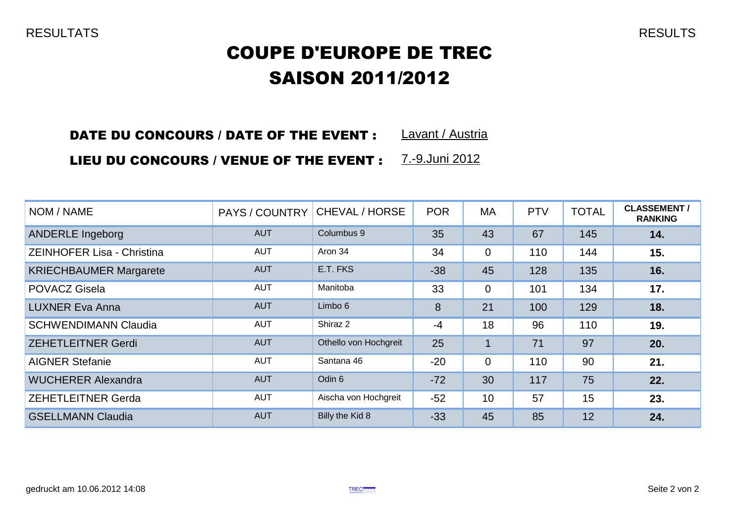RESULTATS RESULTS

# COUPE D'EUROPE DE TREC
# SAISON 2011/2012

**DATE DU CONCOURS / DATE OF THE EVENT :** Lavant / Austria

**LIEU DU CONCOURS / VENUE OF THE EVENT :** 7.-9.Juni 2012

| NOM / NAME | PAYS / COUNTRY | CHEVAL / HORSE | POR | MA | PTV | TOTAL | CLASSEMENT / RANKING |
|---|---|---|---|---|---|---|---|
| ANDERLE Ingeborg | AUT | Columbus 9 | 35 | 43 | 67 | 145 | **14.** |
| ZEINHOFER Lisa - Christina | AUT | Aron 34 | 34 | 0 | 110 | 144 | **15.** |
| KRIECHBAUMER Margarete | AUT | E.T. FKS | -38 | 45 | 128 | 135 | **16.** |
| POVACZ Gisela | AUT | Manitoba | 33 | 0 | 101 | 134 | **17.** |
| LUXNER Eva Anna | AUT | Limbo 6 | 8 | 21 | 100 | 129 | **18.** |
| SCHWENDIMANN Claudia | AUT | Shiraz 2 | -4 | 18 | 96 | 110 | **19.** |
| ZEHETLEITNER Gerdi | AUT | Othello von Hochgreit | 25 | 1 | 71 | 97 | **20.** |
| AIGNER Stefanie | AUT | Santana 46 | -20 | 0 | 110 | 90 | **21.** |
| WUCHERER Alexandra | AUT | Odin 6 | -72 | 30 | 117 | 75 | **22.** |
| ZEHETLEITNER Gerda | AUT | Aischa von Hochgreit | -52 | 10 | 57 | 15 | **23.** |
| GSELLMANN Claudia | AUT | Billy the Kid 8 | -33 | 45 | 85 | 12 | **24.** |

gedruckt am 10.06.2012 14:08